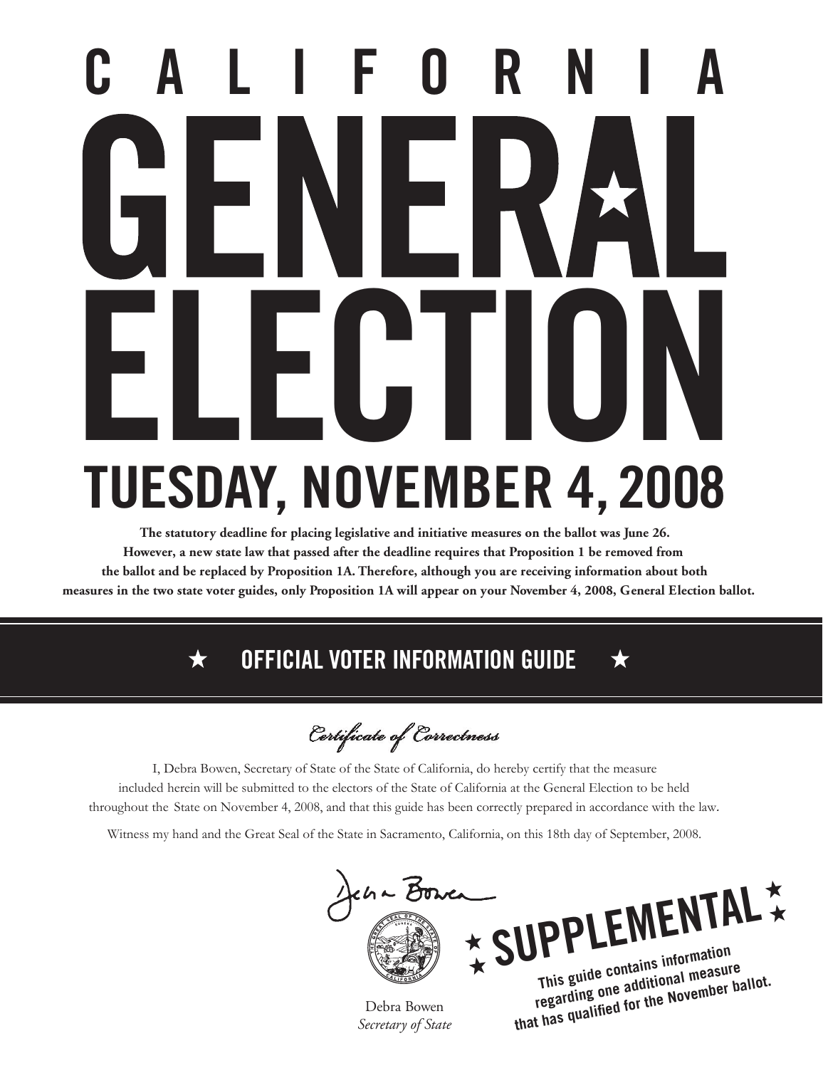# CALIFORNIA GENERAL ELECTION

# TUESDAY, NOVEMBER 4, 2008

**The statutory deadline for placing legislative and initiative measures on the ballot was June 26. However, a new state law that passed after the deadline requires that Proposition 1 be removed from the ballot and be replaced by Proposition 1A. Therefore, although you are receiving information about both measures in the two state voter guides, only Proposition 1A will appear on your November 4, 2008, General Election ballot.**

## ★ OFFICIAL VOTER INFORMATION GUIDE ★

*Certificate of Correctness*

I, Debra Bowen, Secretary of State of the State of California, do hereby certify that the measure included herein will be submitted to the electors of the State of California at the General Election to be held throughout the State on November 4, 2008, and that this guide has been correctly prepared in accordance with the law.

Witness my hand and the Great Seal of the State in Sacramento, California, on this 18th day of September, 2008.

Debra Bowen
*Secretary of State*

## ★ SUPPLEMENTAL ★

**This guide contains information regarding one additional measure that has qualified for the November ballot.**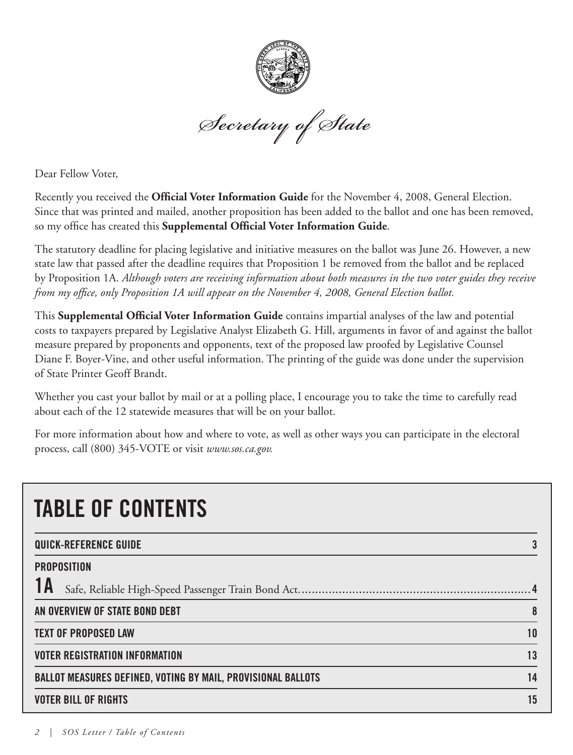*Secretary of State*

Dear Fellow Voter,

Recently you received the **Official Voter Information Guide** for the November 4, 2008, General Election. Since that was printed and mailed, another proposition has been added to the ballot and one has been removed, so my office has created this **Supplemental Official Voter Information Guide**.

The statutory deadline for placing legislative and initiative measures on the ballot was June 26. However, a new state law that passed after the deadline requires that Proposition 1 be removed from the ballot and be replaced by Proposition 1A. *Although voters are receiving information about both measures in the two voter guides they receive from my office, only Proposition 1A will appear on the November 4, 2008, General Election ballot.*

This **Supplemental Official Voter Information Guide** contains impartial analyses of the law and potential costs to taxpayers prepared by Legislative Analyst Elizabeth G. Hill, arguments in favor of and against the ballot measure prepared by proponents and opponents, text of the proposed law proofed by Legislative Counsel Diane F. Boyer-Vine, and other useful information. The printing of the guide was done under the supervision of State Printer Geoff Brandt.

Whether you cast your ballot by mail or at a polling place, I encourage you to take the time to carefully read about each of the 12 statewide measures that will be on your ballot.

For more information about how and where to vote, as well as other ways you can participate in the electoral process, call (800) 345-VOTE or visit *www.sos.ca.gov.*

# TABLE OF CONTENTS

| | |
|---|---|
| **QUICK-REFERENCE GUIDE** | 3 |
| **PROPOSITION** | |
| **1A** Safe, Reliable High-Speed Passenger Train Bond Act | 4 |
| **AN OVERVIEW OF STATE BOND DEBT** | 8 |
| **TEXT OF PROPOSED LAW** | 10 |
| **VOTER REGISTRATION INFORMATION** | 13 |
| **BALLOT MEASURES DEFINED, VOTING BY MAIL, PROVISIONAL BALLOTS** | 14 |
| **VOTER BILL OF RIGHTS** | 15 |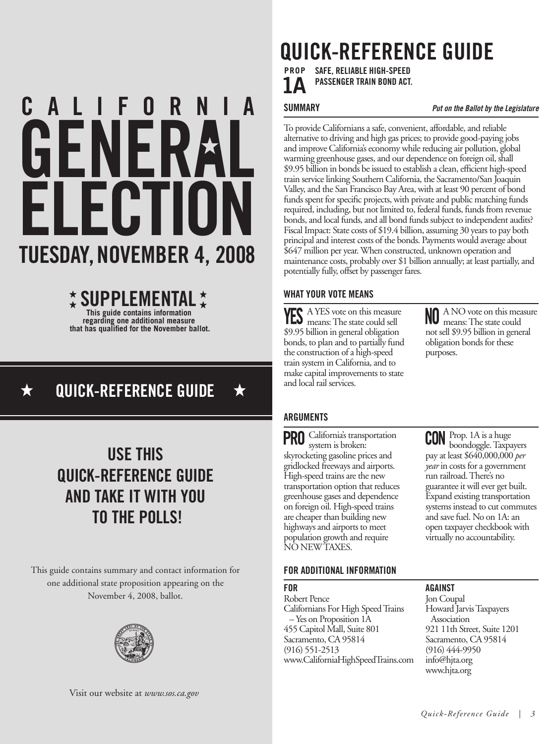# CALIFORNIA GENERAL ELECTION

## TUESDAY, NOVEMBER 4, 2008

### SUPPLEMENTAL

**This guide contains information regarding one additional measure that has qualified for the November ballot.**

## QUICK-REFERENCE GUIDE

## USE THIS QUICK-REFERENCE GUIDE AND TAKE IT WITH YOU TO THE POLLS!

This guide contains summary and contact information for one additional state proposition appearing on the November 4, 2008, ballot.

Visit our website at *www.sos.ca.gov*

# QUICK-REFERENCE GUIDE

## PROP 1A SAFE, RELIABLE HIGH-SPEED PASSENGER TRAIN BOND ACT.

### SUMMARY

***Put on the Ballot by the Legislature***

To provide Californians a safe, convenient, affordable, and reliable alternative to driving and high gas prices; to provide good-paying jobs and improve California's economy while reducing air pollution, global warming greenhouse gases, and our dependence on foreign oil, shall $9.95 billion in bonds be issued to establish a clean, efficient high-speed train service linking Southern California, the Sacramento/San Joaquin Valley, and the San Francisco Bay Area, with at least 90 percent of bond funds spent for specific projects, with private and public matching funds required, including, but not limited to, federal funds, funds from revenue bonds, and local funds, and all bond funds subject to independent audits? Fiscal Impact: State costs of $19.4 billion, assuming 30 years to pay both principal and interest costs of the bonds. Payments would average about $647 million per year. When constructed, unknown operation and maintenance costs, probably over $1 billion annually; at least partially, and potentially fully, offset by passenger fares.

### WHAT YOUR VOTE MEANS

**YES** A YES vote on this measure means: The state could sell $9.95 billion in general obligation bonds, to plan and to partially fund the construction of a high-speed train system in California, and to make capital improvements to state and local rail services.

**NO** A NO vote on this measure means: The state could not sell $9.95 billion in general obligation bonds for these purposes.

### ARGUMENTS

**PRO** California's transportation system is broken: skyrocketing gasoline prices and gridlocked freeways and airports. High-speed trains are the new transportation option that reduces greenhouse gases and dependence on foreign oil. High-speed trains are cheaper than building new highways and airports to meet population growth and require NO NEW TAXES.

**CON** Prop. 1A is a huge boondoggle. Taxpayers pay at least $640,000,000 *per year* in costs for a government run railroad. There's no guarantee it will ever get built. Expand existing transportation systems instead to cut commutes and save fuel. No on 1A: an open taxpayer checkbook with virtually no accountability.

### FOR ADDITIONAL INFORMATION

**FOR**

Robert Pence
Californians For High Speed Trains – Yes on Proposition 1A
455 Capitol Mall, Suite 801
Sacramento, CA 95814
(916) 551-2513
www.CaliforniaHighSpeedTrains.com

**AGAINST**

Jon Coupal
Howard Jarvis Taxpayers Association
921 11th Street, Suite 1201
Sacramento, CA 95814
(916) 444-9950
info@hjta.org
www.hjta.org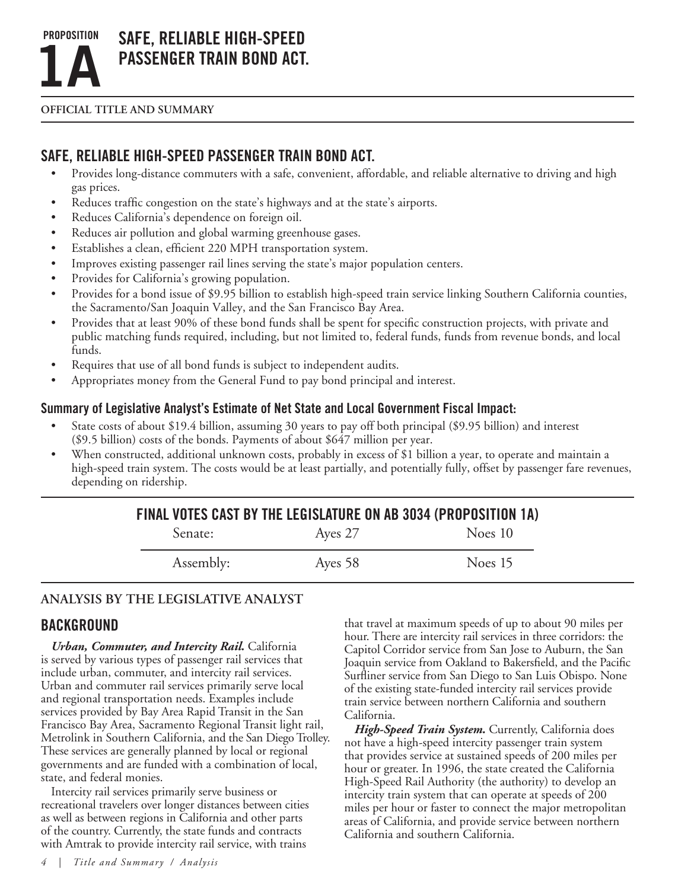# PROPOSITION 1A SAFE, RELIABLE HIGH-SPEED PASSENGER TRAIN BOND ACT.

**OFFICIAL TITLE AND SUMMARY**

## SAFE, RELIABLE HIGH-SPEED PASSENGER TRAIN BOND ACT.

- Provides long-distance commuters with a safe, convenient, affordable, and reliable alternative to driving and high gas prices.
- Reduces traffic congestion on the state's highways and at the state's airports.
- Reduces California's dependence on foreign oil.
- Reduces air pollution and global warming greenhouse gases.
- Establishes a clean, efficient 220 MPH transportation system.
- Improves existing passenger rail lines serving the state's major population centers.
- Provides for California's growing population.
- Provides for a bond issue of $9.95 billion to establish high-speed train service linking Southern California counties, the Sacramento/San Joaquin Valley, and the San Francisco Bay Area.
- Provides that at least 90% of these bond funds shall be spent for specific construction projects, with private and public matching funds required, including, but not limited to, federal funds, funds from revenue bonds, and local funds.
- Requires that use of all bond funds is subject to independent audits.
- Appropriates money from the General Fund to pay bond principal and interest.

### Summary of Legislative Analyst's Estimate of Net State and Local Government Fiscal Impact:

- State costs of about $19.4 billion, assuming 30 years to pay off both principal ($9.95 billion) and interest ($9.5 billion) costs of the bonds. Payments of about $647 million per year.
- When constructed, additional unknown costs, probably in excess of $1 billion a year, to operate and maintain a high-speed train system. The costs would be at least partially, and potentially fully, offset by passenger fare revenues, depending on ridership.

### FINAL VOTES CAST BY THE LEGISLATURE ON AB 3034 (PROPOSITION 1A)

| | | |
|---|---|---|
| Senate: | Ayes 27 | Noes 10 |
| Assembly: | Ayes 58 | Noes 15 |

**ANALYSIS BY THE LEGISLATIVE ANALYST**

## BACKGROUND

***Urban, Commuter, and Intercity Rail.*** California is served by various types of passenger rail services that include urban, commuter, and intercity rail services. Urban and commuter rail services primarily serve local and regional transportation needs. Examples include services provided by Bay Area Rapid Transit in the San Francisco Bay Area, Sacramento Regional Transit light rail, Metrolink in Southern California, and the San Diego Trolley. These services are generally planned by local or regional governments and are funded with a combination of local, state, and federal monies.

Intercity rail services primarily serve business or recreational travelers over longer distances between cities as well as between regions in California and other parts of the country. Currently, the state funds and contracts with Amtrak to provide intercity rail service, with trains that travel at maximum speeds of up to about 90 miles per hour. There are intercity rail services in three corridors: the Capitol Corridor service from San Jose to Auburn, the San Joaquin service from Oakland to Bakersfield, and the Pacific Surfliner service from San Diego to San Luis Obispo. None of the existing state-funded intercity rail services provide train service between northern California and southern California.

***High-Speed Train System.*** Currently, California does not have a high-speed intercity passenger train system that provides service at sustained speeds of 200 miles per hour or greater. In 1996, the state created the California High-Speed Rail Authority (the authority) to develop an intercity train system that can operate at speeds of 200 miles per hour or faster to connect the major metropolitan areas of California, and provide service between northern California and southern California.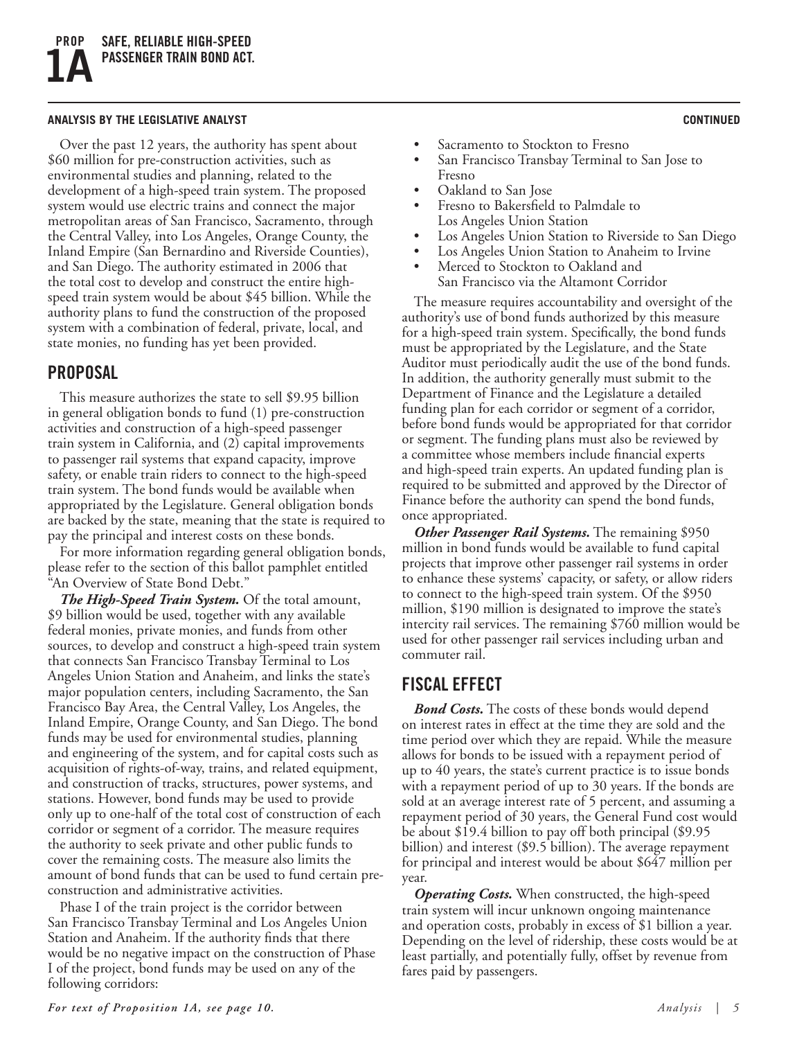# PROP 1A SAFE, RELIABLE HIGH-SPEED PASSENGER TRAIN BOND ACT.

**ANALYSIS BY THE LEGISLATIVE ANALYST** **CONTINUED**

Over the past 12 years, the authority has spent about $60 million for pre-construction activities, such as environmental studies and planning, related to the development of a high-speed train system. The proposed system would use electric trains and connect the major metropolitan areas of San Francisco, Sacramento, through the Central Valley, into Los Angeles, Orange County, the Inland Empire (San Bernardino and Riverside Counties), and San Diego. The authority estimated in 2006 that the total cost to develop and construct the entire high-speed train system would be about $45 billion. While the authority plans to fund the construction of the proposed system with a combination of federal, private, local, and state monies, no funding has yet been provided.

## PROPOSAL

This measure authorizes the state to sell $9.95 billion in general obligation bonds to fund (1) pre-construction activities and construction of a high-speed passenger train system in California, and (2) capital improvements to passenger rail systems that expand capacity, improve safety, or enable train riders to connect to the high-speed train system. The bond funds would be available when appropriated by the Legislature. General obligation bonds are backed by the state, meaning that the state is required to pay the principal and interest costs on these bonds.

For more information regarding general obligation bonds, please refer to the section of this ballot pamphlet entitled "An Overview of State Bond Debt."

***The High-Speed Train System.*** Of the total amount, $9 billion would be used, together with any available federal monies, private monies, and funds from other sources, to develop and construct a high-speed train system that connects San Francisco Transbay Terminal to Los Angeles Union Station and Anaheim, and links the state's major population centers, including Sacramento, the San Francisco Bay Area, the Central Valley, Los Angeles, the Inland Empire, Orange County, and San Diego. The bond funds may be used for environmental studies, planning and engineering of the system, and for capital costs such as acquisition of rights-of-way, trains, and related equipment, and construction of tracks, structures, power systems, and stations. However, bond funds may be used to provide only up to one-half of the total cost of construction of each corridor or segment of a corridor. The measure requires the authority to seek private and other public funds to cover the remaining costs. The measure also limits the amount of bond funds that can be used to fund certain pre-construction and administrative activities.

Phase I of the train project is the corridor between San Francisco Transbay Terminal and Los Angeles Union Station and Anaheim. If the authority finds that there would be no negative impact on the construction of Phase I of the project, bond funds may be used on any of the following corridors:

- Sacramento to Stockton to Fresno
- San Francisco Transbay Terminal to San Jose to Fresno
- Oakland to San Jose
- Fresno to Bakersfield to Palmdale to Los Angeles Union Station
- Los Angeles Union Station to Riverside to San Diego
- Los Angeles Union Station to Anaheim to Irvine
- Merced to Stockton to Oakland and San Francisco via the Altamont Corridor

The measure requires accountability and oversight of the authority's use of bond funds authorized by this measure for a high-speed train system. Specifically, the bond funds must be appropriated by the Legislature, and the State Auditor must periodically audit the use of the bond funds. In addition, the authority generally must submit to the Department of Finance and the Legislature a detailed funding plan for each corridor or segment of a corridor, before bond funds would be appropriated for that corridor or segment. The funding plans must also be reviewed by a committee whose members include financial experts and high-speed train experts. An updated funding plan is required to be submitted and approved by the Director of Finance before the authority can spend the bond funds, once appropriated.

***Other Passenger Rail Systems.*** The remaining $950 million in bond funds would be available to fund capital projects that improve other passenger rail systems in order to enhance these systems' capacity, or safety, or allow riders to connect to the high-speed train system. Of the $950 million, $190 million is designated to improve the state's intercity rail services. The remaining $760 million would be used for other passenger rail services including urban and commuter rail.

## FISCAL EFFECT

***Bond Costs.*** The costs of these bonds would depend on interest rates in effect at the time they are sold and the time period over which they are repaid. While the measure allows for bonds to be issued with a repayment period of up to 40 years, the state's current practice is to issue bonds with a repayment period of up to 30 years. If the bonds are sold at an average interest rate of 5 percent, and assuming a repayment period of 30 years, the General Fund cost would be about $19.4 billion to pay off both principal ($9.95 billion) and interest ($9.5 billion). The average repayment for principal and interest would be about $647 million per year.

***Operating Costs.*** When constructed, the high-speed train system will incur unknown ongoing maintenance and operation costs, probably in excess of $1 billion a year. Depending on the level of ridership, these costs would be at least partially, and potentially fully, offset by revenue from fares paid by passengers.

*For text of Proposition 1A, see page 10.*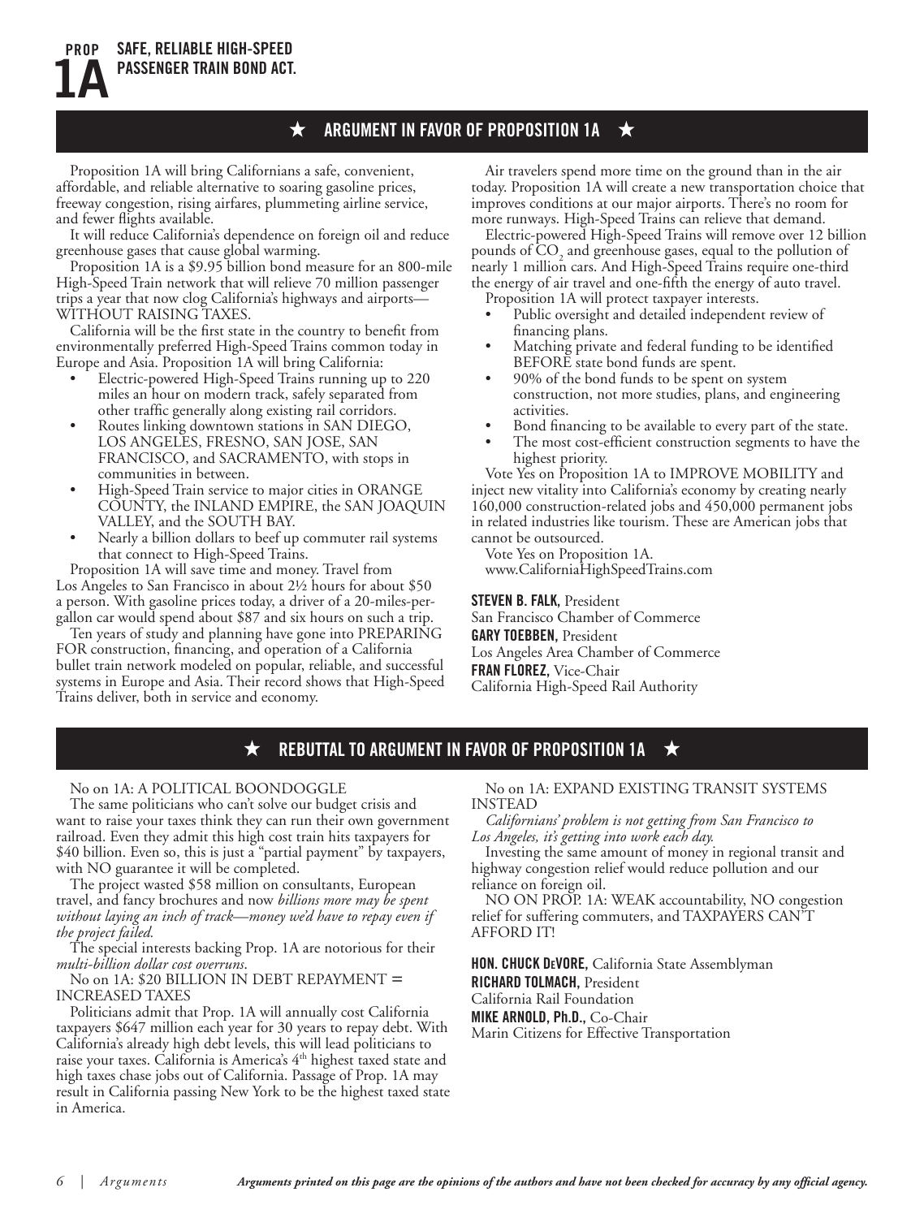# PROP 1A SAFE, RELIABLE HIGH-SPEED PASSENGER TRAIN BOND ACT.

## ★ ARGUMENT IN FAVOR OF PROPOSITION 1A ★

Proposition 1A will bring Californians a safe, convenient, affordable, and reliable alternative to soaring gasoline prices, freeway congestion, rising airfares, plummeting airline service, and fewer flights available.

It will reduce California's dependence on foreign oil and reduce greenhouse gases that cause global warming.

Proposition 1A is a $9.95 billion bond measure for an 800-mile High-Speed Train network that will relieve 70 million passenger trips a year that now clog California's highways and airports—WITHOUT RAISING TAXES.

California will be the first state in the country to benefit from environmentally preferred High-Speed Trains common today in Europe and Asia. Proposition 1A will bring California:

- Electric-powered High-Speed Trains running up to 220 miles an hour on modern track, safely separated from other traffic generally along existing rail corridors.
- Routes linking downtown stations in SAN DIEGO, LOS ANGELES, FRESNO, SAN JOSE, SAN FRANCISCO, and SACRAMENTO, with stops in communities in between.
- High-Speed Train service to major cities in ORANGE COUNTY, the INLAND EMPIRE, the SAN JOAQUIN VALLEY, and the SOUTH BAY.
- Nearly a billion dollars to beef up commuter rail systems that connect to High-Speed Trains.

Proposition 1A will save time and money. Travel from Los Angeles to San Francisco in about 2½ hours for about $50 a person. With gasoline prices today, a driver of a 20-miles-per-gallon car would spend about $87 and six hours on such a trip.

Ten years of study and planning have gone into PREPARING FOR construction, financing, and operation of a California bullet train network modeled on popular, reliable, and successful systems in Europe and Asia. Their record shows that High-Speed Trains deliver, both in service and economy.

Air travelers spend more time on the ground than in the air today. Proposition 1A will create a new transportation choice that improves conditions at our major airports. There's no room for more runways. High-Speed Trains can relieve that demand.

Electric-powered High-Speed Trains will remove over 12 billion pounds of $CO_2$ and greenhouse gases, equal to the pollution of nearly 1 million cars. And High-Speed Trains require one-third the energy of air travel and one-fifth the energy of auto travel.

Proposition 1A will protect taxpayer interests.

- Public oversight and detailed independent review of financing plans.
- Matching private and federal funding to be identified BEFORE state bond funds are spent.
- 90% of the bond funds to be spent on system construction, not more studies, plans, and engineering activities.
- Bond financing to be available to every part of the state.
- The most cost-efficient construction segments to have the highest priority.

Vote Yes on Proposition 1A to IMPROVE MOBILITY and inject new vitality into California's economy by creating nearly 160,000 construction-related jobs and 450,000 permanent jobs in related industries like tourism. These are American jobs that cannot be outsourced.

Vote Yes on Proposition 1A.
www.CaliforniaHighSpeedTrains.com

**STEVEN B. FALK,** President
San Francisco Chamber of Commerce
**GARY TOEBBEN,** President
Los Angeles Area Chamber of Commerce
**FRAN FLOREZ,** Vice-Chair
California High-Speed Rail Authority

## ★ REBUTTAL TO ARGUMENT IN FAVOR OF PROPOSITION 1A ★

No on 1A: A POLITICAL BOONDOGGLE

The same politicians who can't solve our budget crisis and want to raise your taxes think they can run their own government railroad. Even they admit this high cost train hits taxpayers for $40 billion. Even so, this is just a "partial payment" by taxpayers, with NO guarantee it will be completed.

The project wasted $58 million on consultants, European travel, and fancy brochures and now *billions more may be spent without laying an inch of track—money we'd have to repay even if the project failed.*

The special interests backing Prop. 1A are notorious for their *multi-billion dollar cost overruns*.

No on 1A: $20 BILLION IN DEBT REPAYMENT = INCREASED TAXES

Politicians admit that Prop. 1A will annually cost California taxpayers $647 million each year for 30 years to repay debt. With California's already high debt levels, this will lead politicians to raise your taxes. California is America's 4th highest taxed state and high taxes chase jobs out of California. Passage of Prop. 1A may result in California passing New York to be the highest taxed state in America.

No on 1A: EXPAND EXISTING TRANSIT SYSTEMS INSTEAD

*Californians' problem is not getting from San Francisco to Los Angeles, it's getting into work each day.*

Investing the same amount of money in regional transit and highway congestion relief would reduce pollution and our reliance on foreign oil.

NO ON PROP. 1A: WEAK accountability, NO congestion relief for suffering commuters, and TAXPAYERS CAN'T AFFORD IT!

**HON. CHUCK DEVORE,** California State Assemblyman
**RICHARD TOLMACH,** President
California Rail Foundation
**MIKE ARNOLD, Ph.D.,** Co-Chair
Marin Citizens for Effective Transportation

***Arguments printed on this page are the opinions of the authors and have not been checked for accuracy by any official agency.***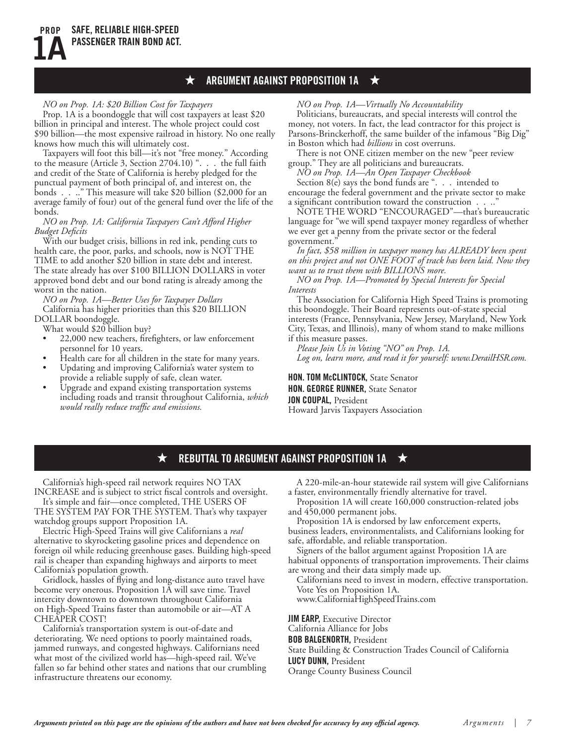PROP

# 1A SAFE, RELIABLE HIGH-SPEED PASSENGER TRAIN BOND ACT.

## ★ ARGUMENT AGAINST PROPOSITION 1A ★

*NO on Prop. 1A: $20 Billion Cost for Taxpayers*

Prop. 1A is a boondoggle that will cost taxpayers at least $20 billion in principal and interest. The whole project could cost $90 billion—the most expensive railroad in history. No one really knows how much this will ultimately cost.

Taxpayers will foot this bill—it's not "free money." According to the measure (Article 3, Section 2704.10) ". . . the full faith and credit of the State of California is hereby pledged for the punctual payment of both principal of, and interest on, the bonds . . .." This measure will take $20 billion ($2,000 for an average family of four) out of the general fund over the life of the bonds.

*NO on Prop. 1A: California Taxpayers Can't Afford Higher Budget Deficits*

With our budget crisis, billions in red ink, pending cuts to health care, the poor, parks, and schools, now is NOT THE TIME to add another $20 billion in state debt and interest. The state already has over $100 BILLION DOLLARS in voter approved bond debt and our bond rating is already among the worst in the nation.

*NO on Prop. 1A—Better Uses for Taxpayer Dollars*

California has higher priorities than this $20 BILLION DOLLAR boondoggle.

What would $20 billion buy?

- 22,000 new teachers, firefighters, or law enforcement personnel for 10 years.
- Health care for all children in the state for many years.
- Updating and improving California's water system to provide a reliable supply of safe, clean water.
- Upgrade and expand existing transportation systems including roads and transit throughout California, *which would really reduce traffic and emissions.*

*NO on Prop. 1A—Virtually No Accountability*

Politicians, bureaucrats, and special interests will control the money, not voters. In fact, the lead contractor for this project is Parsons-Brinckerhoff, the same builder of the infamous "Big Dig" in Boston which had *billions* in cost overruns.

There is not ONE citizen member on the new "peer review group." They are all politicians and bureaucrats.

*NO on Prop. 1A—An Open Taxpayer Checkbook*

Section 8(e) says the bond funds are ". . . intended to encourage the federal government and the private sector to make a significant contribution toward the construction . . .."

NOTE THE WORD "ENCOURAGED"—that's bureaucratic language for "we will spend taxpayer money regardless of whether we ever get a penny from the private sector or the federal government."

*In fact, $58 million in taxpayer money has ALREADY been spent on this project and not ONE FOOT of track has been laid. Now they want us to trust them with BILLIONS more.*

*NO on Prop. 1A—Promoted by Special Interests for Special Interests*

The Association for California High Speed Trains is promoting this boondoggle. Their Board represents out-of-state special interests (France, Pennsylvania, New Jersey, Maryland, New York City, Texas, and Illinois), many of whom stand to make millions if this measure passes.

*Please Join Us in Voting "NO" on Prop. 1A.*

*Log on, learn more, and read it for yourself: www.DerailHSR.com.*

**HON. TOM McCLINTOCK,** State Senator
**HON. GEORGE RUNNER,** State Senator
**JON COUPAL,** President
Howard Jarvis Taxpayers Association

## ★ REBUTTAL TO ARGUMENT AGAINST PROPOSITION 1A ★

California's high-speed rail network requires NO TAX INCREASE and is subject to strict fiscal controls and oversight.

It's simple and fair—once completed, THE USERS OF THE SYSTEM PAY FOR THE SYSTEM. That's why taxpayer watchdog groups support Proposition 1A.

Electric High-Speed Trains will give Californians a *real* alternative to skyrocketing gasoline prices and dependence on foreign oil while reducing greenhouse gases. Building high-speed rail is cheaper than expanding highways and airports to meet California's population growth.

Gridlock, hassles of flying and long-distance auto travel have become very onerous. Proposition 1A will save time. Travel intercity downtown to downtown throughout California on High-Speed Trains faster than automobile or air—AT A CHEAPER COST!

California's transportation system is out-of-date and deteriorating. We need options to poorly maintained roads, jammed runways, and congested highways. Californians need what most of the civilized world has—high-speed rail. We've fallen so far behind other states and nations that our crumbling infrastructure threatens our economy.

A 220-mile-an-hour statewide rail system will give Californians a faster, environmentally friendly alternative for travel.

Proposition 1A will create 160,000 construction-related jobs and 450,000 permanent jobs.

Proposition 1A is endorsed by law enforcement experts, business leaders, environmentalists, and Californians looking for safe, affordable, and reliable transportation.

Signers of the ballot argument against Proposition 1A are habitual opponents of transportation improvements. Their claims are wrong and their data simply made up.

Californians need to invest in modern, effective transportation. Vote Yes on Proposition 1A.

www.CaliforniaHighSpeedTrains.com

**JIM EARP,** Executive Director
California Alliance for Jobs
**BOB BALGENORTH,** President
State Building & Construction Trades Council of California
**LUCY DUNN,** President
Orange County Business Council

***Arguments printed on this page are the opinions of the authors and have not been checked for accuracy by any official agency.***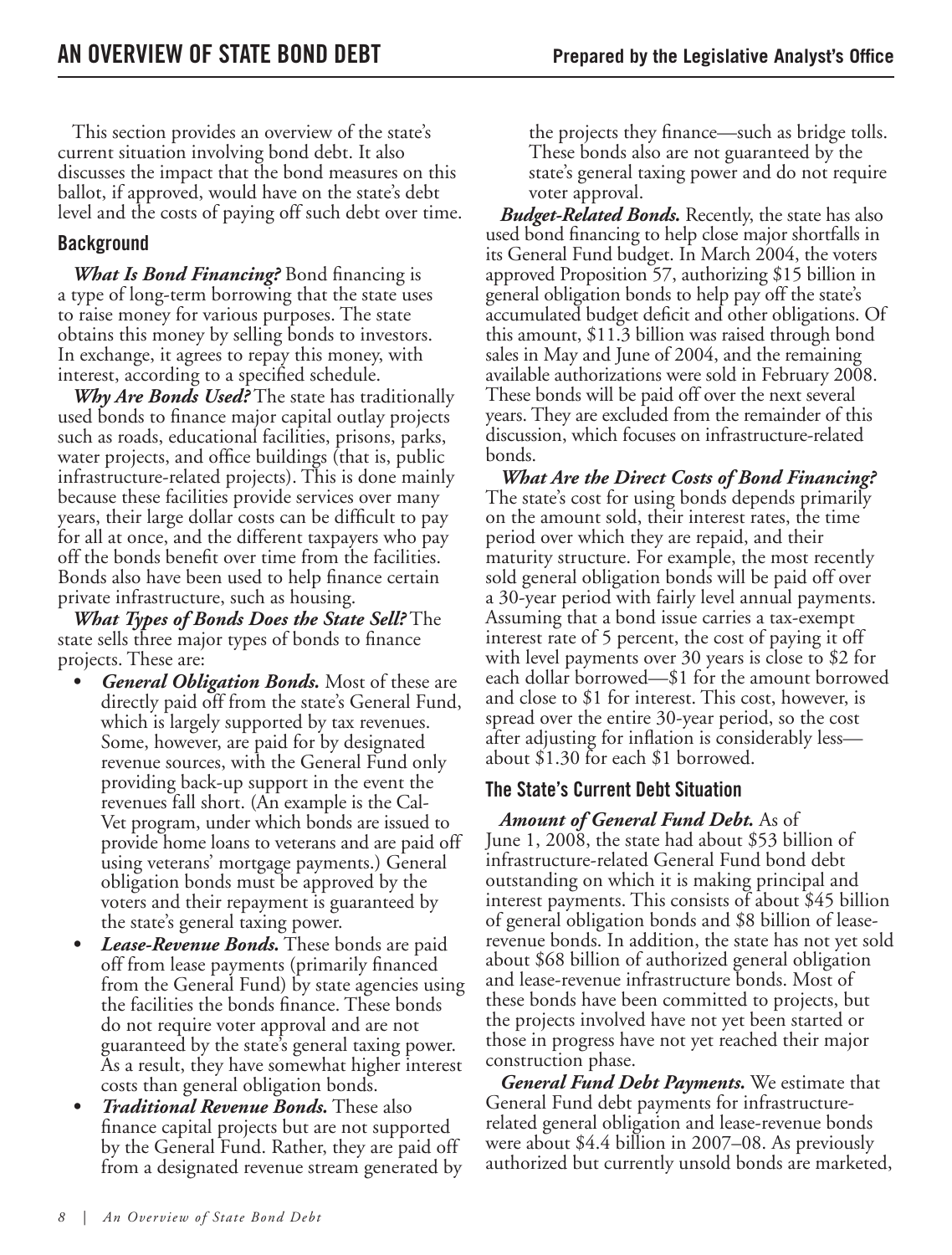This section provides an overview of the state's current situation involving bond debt. It also discusses the impact that the bond measures on this ballot, if approved, would have on the state's debt level and the costs of paying off such debt over time.

## Background

***What Is Bond Financing?*** Bond financing is a type of long-term borrowing that the state uses to raise money for various purposes. The state obtains this money by selling bonds to investors. In exchange, it agrees to repay this money, with interest, according to a specified schedule.

***Why Are Bonds Used?*** The state has traditionally used bonds to finance major capital outlay projects such as roads, educational facilities, prisons, parks, water projects, and office buildings (that is, public infrastructure-related projects). This is done mainly because these facilities provide services over many years, their large dollar costs can be difficult to pay for all at once, and the different taxpayers who pay off the bonds benefit over time from the facilities. Bonds also have been used to help finance certain private infrastructure, such as housing.

***What Types of Bonds Does the State Sell?*** The state sells three major types of bonds to finance projects. These are:

- ***General Obligation Bonds.*** Most of these are directly paid off from the state's General Fund, which is largely supported by tax revenues. Some, however, are paid for by designated revenue sources, with the General Fund only providing back-up support in the event the revenues fall short. (An example is the Cal-Vet program, under which bonds are issued to provide home loans to veterans and are paid off using veterans' mortgage payments.) General obligation bonds must be approved by the voters and their repayment is guaranteed by the state's general taxing power.
- ***Lease-Revenue Bonds.*** These bonds are paid off from lease payments (primarily financed from the General Fund) by state agencies using the facilities the bonds finance. These bonds do not require voter approval and are not guaranteed by the state's general taxing power. As a result, they have somewhat higher interest costs than general obligation bonds.
- ***Traditional Revenue Bonds.*** These also finance capital projects but are not supported by the General Fund. Rather, they are paid off from a designated revenue stream generated by the projects they finance—such as bridge tolls. These bonds also are not guaranteed by the state's general taxing power and do not require voter approval.

***Budget-Related Bonds.*** Recently, the state has also used bond financing to help close major shortfalls in its General Fund budget. In March 2004, the voters approved Proposition 57, authorizing $15 billion in general obligation bonds to help pay off the state's accumulated budget deficit and other obligations. Of this amount, $11.3 billion was raised through bond sales in May and June of 2004, and the remaining available authorizations were sold in February 2008. These bonds will be paid off over the next several years. They are excluded from the remainder of this discussion, which focuses on infrastructure-related bonds.

***What Are the Direct Costs of Bond Financing?*** The state's cost for using bonds depends primarily on the amount sold, their interest rates, the time period over which they are repaid, and their maturity structure. For example, the most recently sold general obligation bonds will be paid off over a 30-year period with fairly level annual payments. Assuming that a bond issue carries a tax-exempt interest rate of 5 percent, the cost of paying it off with level payments over 30 years is close to $2 for each dollar borrowed—$1 for the amount borrowed and close to $1 for interest. This cost, however, is spread over the entire 30-year period, so the cost after adjusting for inflation is considerably less—about $1.30 for each $1 borrowed.

## The State's Current Debt Situation

***Amount of General Fund Debt.*** As of June 1, 2008, the state had about $53 billion of infrastructure-related General Fund bond debt outstanding on which it is making principal and interest payments. This consists of about $45 billion of general obligation bonds and $8 billion of lease-revenue bonds. In addition, the state has not yet sold about $68 billion of authorized general obligation and lease-revenue infrastructure bonds. Most of these bonds have been committed to projects, but the projects involved have not yet been started or those in progress have not yet reached their major construction phase.

***General Fund Debt Payments.*** We estimate that General Fund debt payments for infrastructure-related general obligation and lease-revenue bonds were about $4.4 billion in 2007–08. As previously authorized but currently unsold bonds are marketed,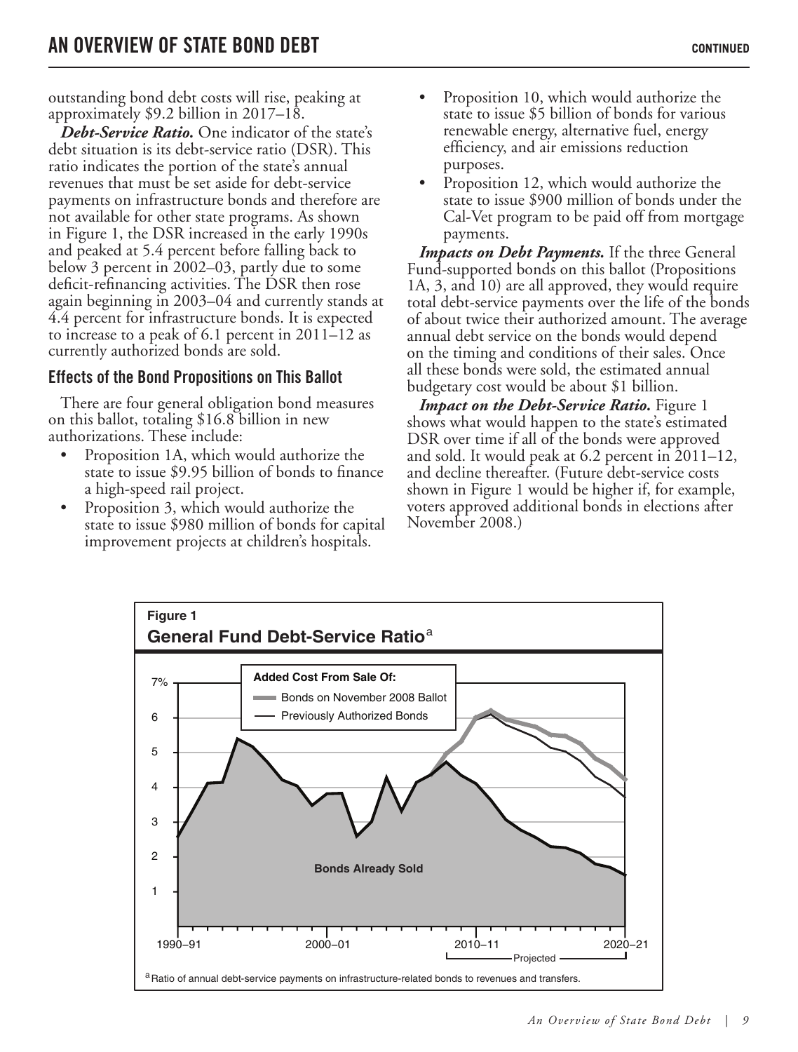outstanding bond debt costs will rise, peaking at approximately $9.2 billion in 2017–18.

***Debt-Service Ratio.*** One indicator of the state's debt situation is its debt-service ratio (DSR). This ratio indicates the portion of the state's annual revenues that must be set aside for debt-service payments on infrastructure bonds and therefore are not available for other state programs. As shown in Figure 1, the DSR increased in the early 1990s and peaked at 5.4 percent before falling back to below 3 percent in 2002–03, partly due to some deficit-refinancing activities. The DSR then rose again beginning in 2003–04 and currently stands at 4.4 percent for infrastructure bonds. It is expected to increase to a peak of 6.1 percent in 2011–12 as currently authorized bonds are sold.

### Effects of the Bond Propositions on This Ballot

There are four general obligation bond measures on this ballot, totaling $16.8 billion in new authorizations. These include:

- Proposition 1A, which would authorize the state to issue $9.95 billion of bonds to finance a high-speed rail project.
- Proposition 3, which would authorize the state to issue $980 million of bonds for capital improvement projects at children's hospitals.
- Proposition 10, which would authorize the state to issue $5 billion of bonds for various renewable energy, alternative fuel, energy efficiency, and air emissions reduction purposes.
- Proposition 12, which would authorize the state to issue $900 million of bonds under the Cal-Vet program to be paid off from mortgage payments.

***Impacts on Debt Payments.*** If the three General Fund-supported bonds on this ballot (Propositions 1A, 3, and 10) are all approved, they would require total debt-service payments over the life of the bonds of about twice their authorized amount. The average annual debt service on the bonds would depend on the timing and conditions of their sales. Once all these bonds were sold, the estimated annual budgetary cost would be about $1 billion.

***Impact on the Debt-Service Ratio.*** Figure 1 shows what would happen to the state's estimated DSR over time if all of the bonds were approved and sold. It would peak at 6.2 percent in 2011–12, and decline thereafter. (Future debt-service costs shown in Figure 1 would be higher if, for example, voters approved additional bonds in elections after November 2008.)

**Figure 1**

**General Fund Debt-Service Ratio**[a]

Added Cost From Sale Of: Bonds on November 2008 Ballot; Previously Authorized Bonds; Bonds Already Sold. 1990–91 to 2020–21 (2010–11 onward Projected).

[a] Ratio of annual debt-service payments on infrastructure-related bonds to revenues and transfers.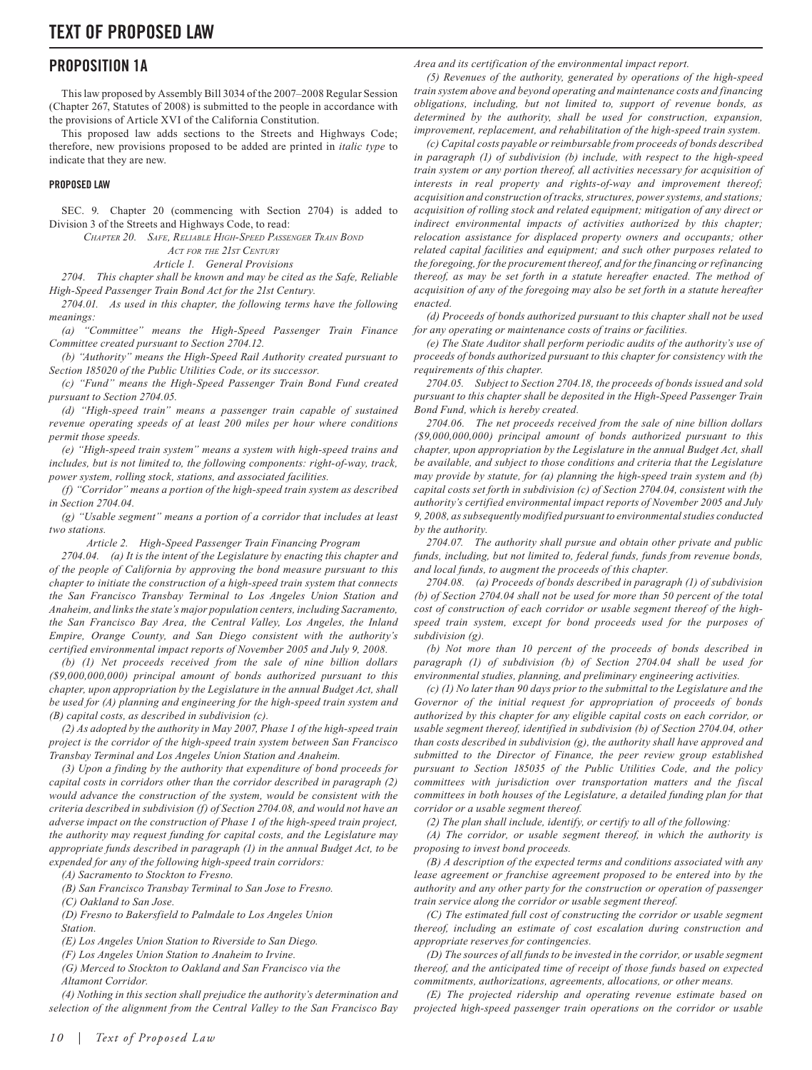# TEXT OF PROPOSED LAW

## PROPOSITION 1A

This law proposed by Assembly Bill 3034 of the 2007–2008 Regular Session (Chapter 267, Statutes of 2008) is submitted to the people in accordance with the provisions of Article XVI of the California Constitution.

This proposed law adds sections to the Streets and Highways Code; therefore, new provisions proposed to be added are printed in *italic type* to indicate that they are new.

### PROPOSED LAW

SEC. 9. Chapter 20 (commencing with Section 2704) is added to Division 3 of the Streets and Highways Code, to read:

*CHAPTER 20. SAFE, RELIABLE HIGH-SPEED PASSENGER TRAIN BOND ACT FOR THE 21ST CENTURY*

*Article 1. General Provisions*

*2704. This chapter shall be known and may be cited as the Safe, Reliable High-Speed Passenger Train Bond Act for the 21st Century.*

*2704.01. As used in this chapter, the following terms have the following meanings:*

*(a) "Committee" means the High-Speed Passenger Train Finance Committee created pursuant to Section 2704.12.*

*(b) "Authority" means the High-Speed Rail Authority created pursuant to Section 185020 of the Public Utilities Code, or its successor.*

*(c) "Fund" means the High-Speed Passenger Train Bond Fund created pursuant to Section 2704.05.*

*(d) "High-speed train" means a passenger train capable of sustained revenue operating speeds of at least 200 miles per hour where conditions permit those speeds.*

*(e) "High-speed train system" means a system with high-speed trains and includes, but is not limited to, the following components: right-of-way, track, power system, rolling stock, stations, and associated facilities.*

*(f) "Corridor" means a portion of the high-speed train system as described in Section 2704.04.*

*(g) "Usable segment" means a portion of a corridor that includes at least two stations.*

*Article 2. High-Speed Passenger Train Financing Program*

*2704.04. (a) It is the intent of the Legislature by enacting this chapter and of the people of California by approving the bond measure pursuant to this chapter to initiate the construction of a high-speed train system that connects the San Francisco Transbay Terminal to Los Angeles Union Station and Anaheim, and links the state's major population centers, including Sacramento, the San Francisco Bay Area, the Central Valley, Los Angeles, the Inland Empire, Orange County, and San Diego consistent with the authority's certified environmental impact reports of November 2005 and July 9, 2008.*

*(b) (1) Net proceeds received from the sale of nine billion dollars ($9,000,000,000) principal amount of bonds authorized pursuant to this chapter, upon appropriation by the Legislature in the annual Budget Act, shall be used for (A) planning and engineering for the high-speed train system and (B) capital costs, as described in subdivision (c).*

*(2) As adopted by the authority in May 2007, Phase 1 of the high-speed train project is the corridor of the high-speed train system between San Francisco Transbay Terminal and Los Angeles Union Station and Anaheim.*

*(3) Upon a finding by the authority that expenditure of bond proceeds for capital costs in corridors other than the corridor described in paragraph (2) would advance the construction of the system, would be consistent with the criteria described in subdivision (f) of Section 2704.08, and would not have an adverse impact on the construction of Phase 1 of the high-speed train project, the authority may request funding for capital costs, and the Legislature may appropriate funds described in paragraph (1) in the annual Budget Act, to be expended for any of the following high-speed train corridors:*

*(A) Sacramento to Stockton to Fresno.*

*(B) San Francisco Transbay Terminal to San Jose to Fresno.*

*(C) Oakland to San Jose.*

*(D) Fresno to Bakersfield to Palmdale to Los Angeles Union Station.*

*(E) Los Angeles Union Station to Riverside to San Diego.*

*(F) Los Angeles Union Station to Anaheim to Irvine.*

*(G) Merced to Stockton to Oakland and San Francisco via the Altamont Corridor.*

*(4) Nothing in this section shall prejudice the authority's determination and selection of the alignment from the Central Valley to the San Francisco Bay Area and its certification of the environmental impact report.*

*(5) Revenues of the authority, generated by operations of the high-speed train system above and beyond operating and maintenance costs and financing obligations, including, but not limited to, support of revenue bonds, as determined by the authority, shall be used for construction, expansion, improvement, replacement, and rehabilitation of the high-speed train system.*

*(c) Capital costs payable or reimbursable from proceeds of bonds described in paragraph (1) of subdivision (b) include, with respect to the high-speed train system or any portion thereof, all activities necessary for acquisition of interests in real property and rights-of-way and improvement thereof; acquisition and construction of tracks, structures, power systems, and stations; acquisition of rolling stock and related equipment; mitigation of any direct or indirect environmental impacts of activities authorized by this chapter; relocation assistance for displaced property owners and occupants; other related capital facilities and equipment; and such other purposes related to the foregoing, for the procurement thereof, and for the financing or refinancing thereof, as may be set forth in a statute hereafter enacted. The method of acquisition of any of the foregoing may also be set forth in a statute hereafter enacted.*

*(d) Proceeds of bonds authorized pursuant to this chapter shall not be used for any operating or maintenance costs of trains or facilities.*

*(e) The State Auditor shall perform periodic audits of the authority's use of proceeds of bonds authorized pursuant to this chapter for consistency with the requirements of this chapter.*

*2704.05. Subject to Section 2704.18, the proceeds of bonds issued and sold pursuant to this chapter shall be deposited in the High-Speed Passenger Train Bond Fund, which is hereby created.*

*2704.06. The net proceeds received from the sale of nine billion dollars ($9,000,000,000) principal amount of bonds authorized pursuant to this chapter, upon appropriation by the Legislature in the annual Budget Act, shall be available, and subject to those conditions and criteria that the Legislature may provide by statute, for (a) planning the high-speed train system and (b) capital costs set forth in subdivision (c) of Section 2704.04, consistent with the authority's certified environmental impact reports of November 2005 and July 9, 2008, as subsequently modified pursuant to environmental studies conducted by the authority.*

*2704.07. The authority shall pursue and obtain other private and public funds, including, but not limited to, federal funds, funds from revenue bonds, and local funds, to augment the proceeds of this chapter.*

*2704.08. (a) Proceeds of bonds described in paragraph (1) of subdivision (b) of Section 2704.04 shall not be used for more than 50 percent of the total cost of construction of each corridor or usable segment thereof of the high-speed train system, except for bond proceeds used for the purposes of subdivision (g).*

*(b) Not more than 10 percent of the proceeds of bonds described in paragraph (1) of subdivision (b) of Section 2704.04 shall be used for environmental studies, planning, and preliminary engineering activities.*

*(c) (1) No later than 90 days prior to the submittal to the Legislature and the Governor of the initial request for appropriation of proceeds of bonds authorized by this chapter for any eligible capital costs on each corridor, or usable segment thereof, identified in subdivision (b) of Section 2704.04, other than costs described in subdivision (g), the authority shall have approved and submitted to the Director of Finance, the peer review group established pursuant to Section 185035 of the Public Utilities Code, and the policy committees with jurisdiction over transportation matters and the fiscal committees in both houses of the Legislature, a detailed funding plan for that corridor or a usable segment thereof.*

*(2) The plan shall include, identify, or certify to all of the following:*

*(A) The corridor, or usable segment thereof, in which the authority is proposing to invest bond proceeds.*

*(B) A description of the expected terms and conditions associated with any lease agreement or franchise agreement proposed to be entered into by the authority and any other party for the construction or operation of passenger train service along the corridor or usable segment thereof.*

*(C) The estimated full cost of constructing the corridor or usable segment thereof, including an estimate of cost escalation during construction and appropriate reserves for contingencies.*

*(D) The sources of all funds to be invested in the corridor, or usable segment thereof, and the anticipated time of receipt of those funds based on expected commitments, authorizations, agreements, allocations, or other means.*

*(E) The projected ridership and operating revenue estimate based on projected high-speed passenger train operations on the corridor or usable*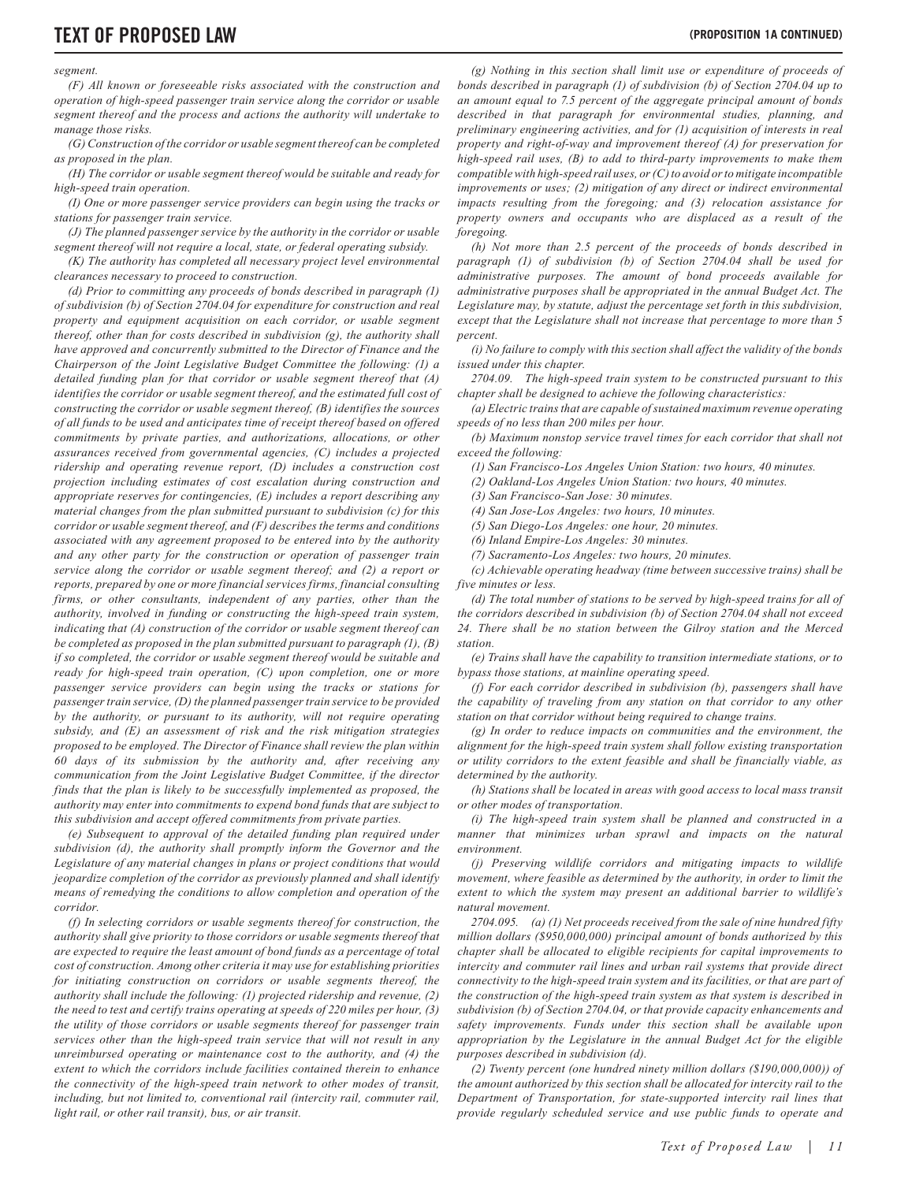*segment.*

*(F) All known or foreseeable risks associated with the construction and operation of high-speed passenger train service along the corridor or usable segment thereof and the process and actions the authority will undertake to manage those risks.*

*(G) Construction of the corridor or usable segment thereof can be completed as proposed in the plan.*

*(H) The corridor or usable segment thereof would be suitable and ready for high-speed train operation.*

*(I) One or more passenger service providers can begin using the tracks or stations for passenger train service.*

*(J) The planned passenger service by the authority in the corridor or usable segment thereof will not require a local, state, or federal operating subsidy.*

*(K) The authority has completed all necessary project level environmental clearances necessary to proceed to construction.*

*(d) Prior to committing any proceeds of bonds described in paragraph (1) of subdivision (b) of Section 2704.04 for expenditure for construction and real property and equipment acquisition on each corridor, or usable segment thereof, other than for costs described in subdivision (g), the authority shall have approved and concurrently submitted to the Director of Finance and the Chairperson of the Joint Legislative Budget Committee the following: (1) a detailed funding plan for that corridor or usable segment thereof that (A) identifies the corridor or usable segment thereof, and the estimated full cost of constructing the corridor or usable segment thereof, (B) identifies the sources of all funds to be used and anticipates time of receipt thereof based on offered commitments by private parties, and authorizations, allocations, or other assurances received from governmental agencies, (C) includes a projected ridership and operating revenue report, (D) includes a construction cost projection including estimates of cost escalation during construction and appropriate reserves for contingencies, (E) includes a report describing any material changes from the plan submitted pursuant to subdivision (c) for this corridor or usable segment thereof, and (F) describes the terms and conditions associated with any agreement proposed to be entered into by the authority and any other party for the construction or operation of passenger train service along the corridor or usable segment thereof; and (2) a report or reports, prepared by one or more financial services firms, financial consulting firms, or other consultants, independent of any parties, other than the authority, involved in funding or constructing the high-speed train system, indicating that (A) construction of the corridor or usable segment thereof can be completed as proposed in the plan submitted pursuant to paragraph (1), (B) if so completed, the corridor or usable segment thereof would be suitable and ready for high-speed train operation, (C) upon completion, one or more passenger service providers can begin using the tracks or stations for passenger train service, (D) the planned passenger train service to be provided by the authority, or pursuant to its authority, will not require operating subsidy, and (E) an assessment of risk and the risk mitigation strategies proposed to be employed. The Director of Finance shall review the plan within 60 days of its submission by the authority and, after receiving any communication from the Joint Legislative Budget Committee, if the director finds that the plan is likely to be successfully implemented as proposed, the authority may enter into commitments to expend bond funds that are subject to this subdivision and accept offered commitments from private parties.*

*(e) Subsequent to approval of the detailed funding plan required under subdivision (d), the authority shall promptly inform the Governor and the Legislature of any material changes in plans or project conditions that would jeopardize completion of the corridor as previously planned and shall identify means of remedying the conditions to allow completion and operation of the corridor.*

*(f) In selecting corridors or usable segments thereof for construction, the authority shall give priority to those corridors or usable segments thereof that are expected to require the least amount of bond funds as a percentage of total cost of construction. Among other criteria it may use for establishing priorities for initiating construction on corridors or usable segments thereof, the authority shall include the following: (1) projected ridership and revenue, (2) the need to test and certify trains operating at speeds of 220 miles per hour, (3) the utility of those corridors or usable segments thereof for passenger train services other than the high-speed train service that will not result in any unreimbursed operating or maintenance cost to the authority, and (4) the extent to which the corridors include facilities contained therein to enhance the connectivity of the high-speed train network to other modes of transit, including, but not limited to, conventional rail (intercity rail, commuter rail, light rail, or other rail transit), bus, or air transit.*

*(g) Nothing in this section shall limit use or expenditure of proceeds of bonds described in paragraph (1) of subdivision (b) of Section 2704.04 up to an amount equal to 7.5 percent of the aggregate principal amount of bonds described in that paragraph for environmental studies, planning, and preliminary engineering activities, and for (1) acquisition of interests in real property and right-of-way and improvement thereof (A) for preservation for high-speed rail uses, (B) to add to third-party improvements to make them compatible with high-speed rail uses, or (C) to avoid or to mitigate incompatible improvements or uses; (2) mitigation of any direct or indirect environmental impacts resulting from the foregoing; and (3) relocation assistance for property owners and occupants who are displaced as a result of the foregoing.*

*(h) Not more than 2.5 percent of the proceeds of bonds described in paragraph (1) of subdivision (b) of Section 2704.04 shall be used for administrative purposes. The amount of bond proceeds available for administrative purposes shall be appropriated in the annual Budget Act. The Legislature may, by statute, adjust the percentage set forth in this subdivision, except that the Legislature shall not increase that percentage to more than 5 percent.*

*(i) No failure to comply with this section shall affect the validity of the bonds issued under this chapter.*

*2704.09. The high-speed train system to be constructed pursuant to this chapter shall be designed to achieve the following characteristics:*

*(a) Electric trains that are capable of sustained maximum revenue operating speeds of no less than 200 miles per hour.*

*(b) Maximum nonstop service travel times for each corridor that shall not exceed the following:*

*(1) San Francisco-Los Angeles Union Station: two hours, 40 minutes.*

*(2) Oakland-Los Angeles Union Station: two hours, 40 minutes.*

*(3) San Francisco-San Jose: 30 minutes.*

*(4) San Jose-Los Angeles: two hours, 10 minutes.*

*(5) San Diego-Los Angeles: one hour, 20 minutes.*

*(6) Inland Empire-Los Angeles: 30 minutes.*

*(7) Sacramento-Los Angeles: two hours, 20 minutes.*

*(c) Achievable operating headway (time between successive trains) shall be five minutes or less.*

*(d) The total number of stations to be served by high-speed trains for all of the corridors described in subdivision (b) of Section 2704.04 shall not exceed 24. There shall be no station between the Gilroy station and the Merced station.*

*(e) Trains shall have the capability to transition intermediate stations, or to bypass those stations, at mainline operating speed.*

*(f) For each corridor described in subdivision (b), passengers shall have the capability of traveling from any station on that corridor to any other station on that corridor without being required to change trains.*

*(g) In order to reduce impacts on communities and the environment, the alignment for the high-speed train system shall follow existing transportation or utility corridors to the extent feasible and shall be financially viable, as determined by the authority.*

*(h) Stations shall be located in areas with good access to local mass transit or other modes of transportation.*

*(i) The high-speed train system shall be planned and constructed in a manner that minimizes urban sprawl and impacts on the natural environment.*

*(j) Preserving wildlife corridors and mitigating impacts to wildlife movement, where feasible as determined by the authority, in order to limit the extent to which the system may present an additional barrier to wildlife's natural movement.*

*2704.095. (a) (1) Net proceeds received from the sale of nine hundred fifty million dollars ($950,000,000) principal amount of bonds authorized by this chapter shall be allocated to eligible recipients for capital improvements to intercity and commuter rail lines and urban rail systems that provide direct connectivity to the high-speed train system and its facilities, or that are part of the construction of the high-speed train system as that system is described in subdivision (b) of Section 2704.04, or that provide capacity enhancements and safety improvements. Funds under this section shall be available upon appropriation by the Legislature in the annual Budget Act for the eligible purposes described in subdivision (d).*

*(2) Twenty percent (one hundred ninety million dollars ($190,000,000)) of the amount authorized by this section shall be allocated for intercity rail to the Department of Transportation, for state-supported intercity rail lines that provide regularly scheduled service and use public funds to operate and*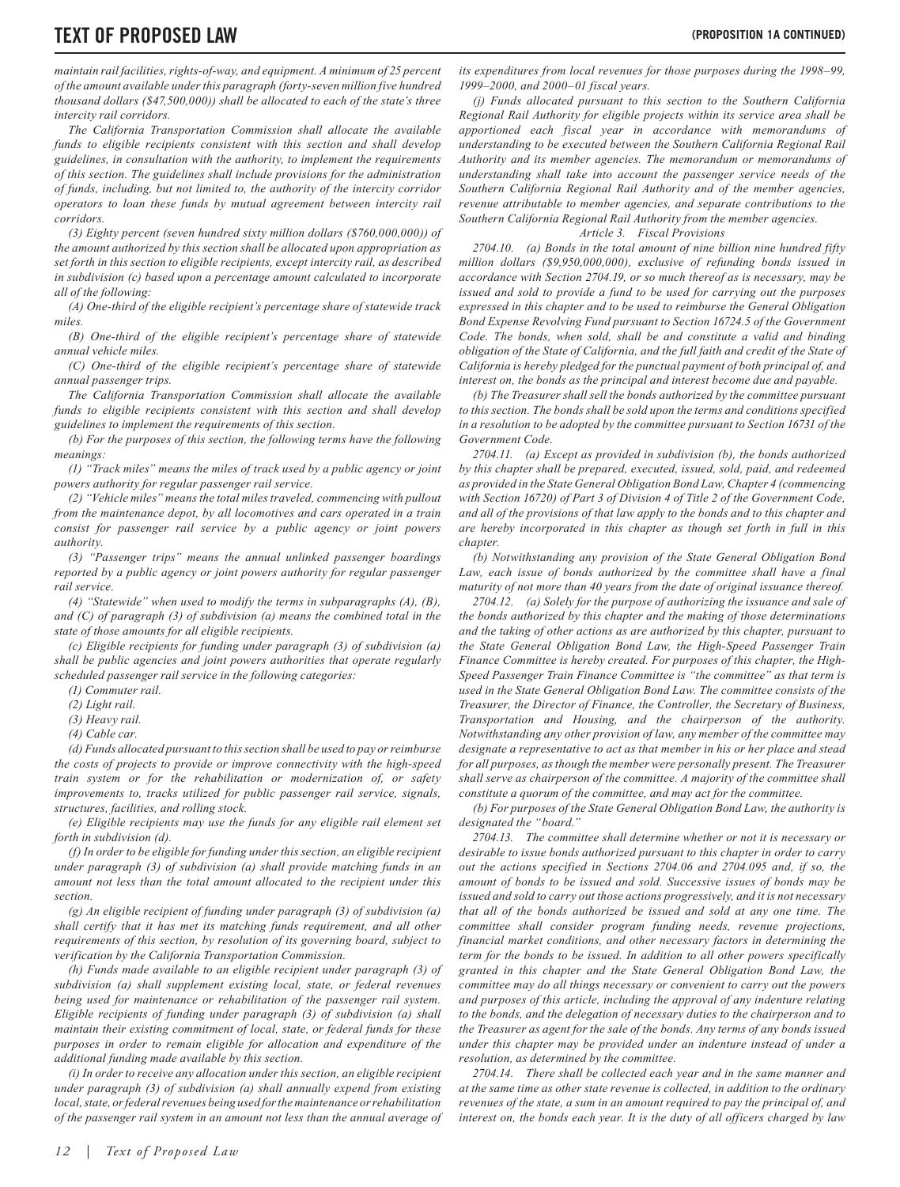*maintain rail facilities, rights-of-way, and equipment. A minimum of 25 percent of the amount available under this paragraph (forty-seven million five hundred thousand dollars ($47,500,000)) shall be allocated to each of the state's three intercity rail corridors.*

*The California Transportation Commission shall allocate the available funds to eligible recipients consistent with this section and shall develop guidelines, in consultation with the authority, to implement the requirements of this section. The guidelines shall include provisions for the administration of funds, including, but not limited to, the authority of the intercity corridor operators to loan these funds by mutual agreement between intercity rail corridors.*

*(3) Eighty percent (seven hundred sixty million dollars ($760,000,000)) of the amount authorized by this section shall be allocated upon appropriation as set forth in this section to eligible recipients, except intercity rail, as described in subdivision (c) based upon a percentage amount calculated to incorporate all of the following:*

*(A) One-third of the eligible recipient's percentage share of statewide track miles.*

*(B) One-third of the eligible recipient's percentage share of statewide annual vehicle miles.*

*(C) One-third of the eligible recipient's percentage share of statewide annual passenger trips.*

*The California Transportation Commission shall allocate the available funds to eligible recipients consistent with this section and shall develop guidelines to implement the requirements of this section.*

*(b) For the purposes of this section, the following terms have the following meanings:*

*(1) "Track miles" means the miles of track used by a public agency or joint powers authority for regular passenger rail service.*

*(2) "Vehicle miles" means the total miles traveled, commencing with pullout from the maintenance depot, by all locomotives and cars operated in a train consist for passenger rail service by a public agency or joint powers authority.*

*(3) "Passenger trips" means the annual unlinked passenger boardings reported by a public agency or joint powers authority for regular passenger rail service.*

*(4) "Statewide" when used to modify the terms in subparagraphs (A), (B), and (C) of paragraph (3) of subdivision (a) means the combined total in the state of those amounts for all eligible recipients.*

*(c) Eligible recipients for funding under paragraph (3) of subdivision (a) shall be public agencies and joint powers authorities that operate regularly scheduled passenger rail service in the following categories:*

*(1) Commuter rail.*

*(2) Light rail.*

*(3) Heavy rail.*

*(4) Cable car.*

*(d) Funds allocated pursuant to this section shall be used to pay or reimburse the costs of projects to provide or improve connectivity with the high-speed train system or for the rehabilitation or modernization of, or safety improvements to, tracks utilized for public passenger rail service, signals, structures, facilities, and rolling stock.*

*(e) Eligible recipients may use the funds for any eligible rail element set forth in subdivision (d).*

*(f) In order to be eligible for funding under this section, an eligible recipient under paragraph (3) of subdivision (a) shall provide matching funds in an amount not less than the total amount allocated to the recipient under this section.*

*(g) An eligible recipient of funding under paragraph (3) of subdivision (a) shall certify that it has met its matching funds requirement, and all other requirements of this section, by resolution of its governing board, subject to verification by the California Transportation Commission.*

*(h) Funds made available to an eligible recipient under paragraph (3) of subdivision (a) shall supplement existing local, state, or federal revenues being used for maintenance or rehabilitation of the passenger rail system. Eligible recipients of funding under paragraph (3) of subdivision (a) shall maintain their existing commitment of local, state, or federal funds for these purposes in order to remain eligible for allocation and expenditure of the additional funding made available by this section.*

*(i) In order to receive any allocation under this section, an eligible recipient under paragraph (3) of subdivision (a) shall annually expend from existing local, state, or federal revenues being used for the maintenance or rehabilitation of the passenger rail system in an amount not less than the annual average of its expenditures from local revenues for those purposes during the 1998–99, 1999–2000, and 2000–01 fiscal years.*

*(j) Funds allocated pursuant to this section to the Southern California Regional Rail Authority for eligible projects within its service area shall be apportioned each fiscal year in accordance with memorandums of understanding to be executed between the Southern California Regional Rail Authority and its member agencies. The memorandum or memorandums of understanding shall take into account the passenger service needs of the Southern California Regional Rail Authority and of the member agencies, revenue attributable to member agencies, and separate contributions to the Southern California Regional Rail Authority from the member agencies.*

*Article 3. Fiscal Provisions*

*2704.10. (a) Bonds in the total amount of nine billion nine hundred fifty million dollars ($9,950,000,000), exclusive of refunding bonds issued in accordance with Section 2704.19, or so much thereof as is necessary, may be issued and sold to provide a fund to be used for carrying out the purposes expressed in this chapter and to be used to reimburse the General Obligation Bond Expense Revolving Fund pursuant to Section 16724.5 of the Government Code. The bonds, when sold, shall be and constitute a valid and binding obligation of the State of California, and the full faith and credit of the State of California is hereby pledged for the punctual payment of both principal of, and interest on, the bonds as the principal and interest become due and payable.*

*(b) The Treasurer shall sell the bonds authorized by the committee pursuant to this section. The bonds shall be sold upon the terms and conditions specified in a resolution to be adopted by the committee pursuant to Section 16731 of the Government Code.*

*2704.11. (a) Except as provided in subdivision (b), the bonds authorized by this chapter shall be prepared, executed, issued, sold, paid, and redeemed as provided in the State General Obligation Bond Law, Chapter 4 (commencing with Section 16720) of Part 3 of Division 4 of Title 2 of the Government Code, and all of the provisions of that law apply to the bonds and to this chapter and are hereby incorporated in this chapter as though set forth in full in this chapter.*

*(b) Notwithstanding any provision of the State General Obligation Bond Law, each issue of bonds authorized by the committee shall have a final maturity of not more than 40 years from the date of original issuance thereof.*

*2704.12. (a) Solely for the purpose of authorizing the issuance and sale of the bonds authorized by this chapter and the making of those determinations and the taking of other actions as are authorized by this chapter, pursuant to the State General Obligation Bond Law, the High-Speed Passenger Train Finance Committee is hereby created. For purposes of this chapter, the High-Speed Passenger Train Finance Committee is "the committee" as that term is used in the State General Obligation Bond Law. The committee consists of the Treasurer, the Director of Finance, the Controller, the Secretary of Business, Transportation and Housing, and the chairperson of the authority. Notwithstanding any other provision of law, any member of the committee may designate a representative to act as that member in his or her place and stead for all purposes, as though the member were personally present. The Treasurer shall serve as chairperson of the committee. A majority of the committee shall constitute a quorum of the committee, and may act for the committee.*

*(b) For purposes of the State General Obligation Bond Law, the authority is designated the "board."*

*2704.13. The committee shall determine whether or not it is necessary or desirable to issue bonds authorized pursuant to this chapter in order to carry out the actions specified in Sections 2704.06 and 2704.095 and, if so, the amount of bonds to be issued and sold. Successive issues of bonds may be issued and sold to carry out those actions progressively, and it is not necessary that all of the bonds authorized be issued and sold at any one time. The committee shall consider program funding needs, revenue projections, financial market conditions, and other necessary factors in determining the term for the bonds to be issued. In addition to all other powers specifically granted in this chapter and the State General Obligation Bond Law, the committee may do all things necessary or convenient to carry out the powers and purposes of this article, including the approval of any indenture relating to the bonds, and the delegation of necessary duties to the chairperson and to the Treasurer as agent for the sale of the bonds. Any terms of any bonds issued under this chapter may be provided under an indenture instead of under a resolution, as determined by the committee.*

*2704.14. There shall be collected each year and in the same manner and at the same time as other state revenue is collected, in addition to the ordinary revenues of the state, a sum in an amount required to pay the principal of, and interest on, the bonds each year. It is the duty of all officers charged by law*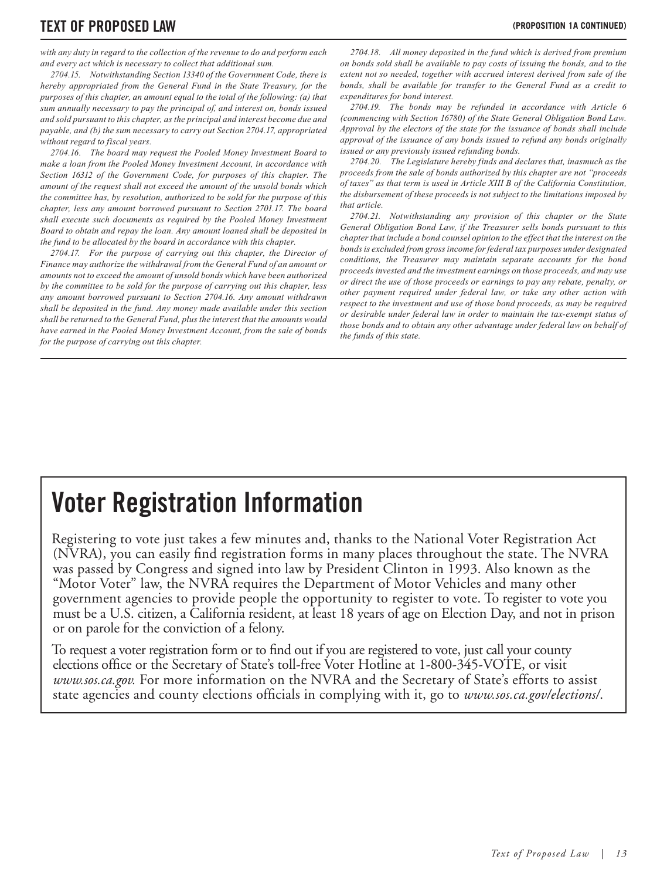*with any duty in regard to the collection of the revenue to do and perform each and every act which is necessary to collect that additional sum.*

*2704.15. Notwithstanding Section 13340 of the Government Code, there is hereby appropriated from the General Fund in the State Treasury, for the purposes of this chapter, an amount equal to the total of the following: (a) that sum annually necessary to pay the principal of, and interest on, bonds issued and sold pursuant to this chapter, as the principal and interest become due and payable, and (b) the sum necessary to carry out Section 2704.17, appropriated without regard to fiscal years.*

*2704.16. The board may request the Pooled Money Investment Board to make a loan from the Pooled Money Investment Account, in accordance with Section 16312 of the Government Code, for purposes of this chapter. The amount of the request shall not exceed the amount of the unsold bonds which the committee has, by resolution, authorized to be sold for the purpose of this chapter, less any amount borrowed pursuant to Section 2701.17. The board shall execute such documents as required by the Pooled Money Investment Board to obtain and repay the loan. Any amount loaned shall be deposited in the fund to be allocated by the board in accordance with this chapter.*

*2704.17. For the purpose of carrying out this chapter, the Director of Finance may authorize the withdrawal from the General Fund of an amount or amounts not to exceed the amount of unsold bonds which have been authorized by the committee to be sold for the purpose of carrying out this chapter, less any amount borrowed pursuant to Section 2704.16. Any amount withdrawn shall be deposited in the fund. Any money made available under this section shall be returned to the General Fund, plus the interest that the amounts would have earned in the Pooled Money Investment Account, from the sale of bonds for the purpose of carrying out this chapter.*

*2704.18. All money deposited in the fund which is derived from premium on bonds sold shall be available to pay costs of issuing the bonds, and to the extent not so needed, together with accrued interest derived from sale of the bonds, shall be available for transfer to the General Fund as a credit to expenditures for bond interest.*

*2704.19. The bonds may be refunded in accordance with Article 6 (commencing with Section 16780) of the State General Obligation Bond Law. Approval by the electors of the state for the issuance of bonds shall include approval of the issuance of any bonds issued to refund any bonds originally issued or any previously issued refunding bonds.*

*2704.20. The Legislature hereby finds and declares that, inasmuch as the proceeds from the sale of bonds authorized by this chapter are not "proceeds of taxes" as that term is used in Article XIII B of the California Constitution, the disbursement of these proceeds is not subject to the limitations imposed by that article.*

*2704.21. Notwithstanding any provision of this chapter or the State General Obligation Bond Law, if the Treasurer sells bonds pursuant to this chapter that include a bond counsel opinion to the effect that the interest on the bonds is excluded from gross income for federal tax purposes under designated conditions, the Treasurer may maintain separate accounts for the bond proceeds invested and the investment earnings on those proceeds, and may use or direct the use of those proceeds or earnings to pay any rebate, penalty, or other payment required under federal law, or take any other action with respect to the investment and use of those bond proceeds, as may be required or desirable under federal law in order to maintain the tax-exempt status of those bonds and to obtain any other advantage under federal law on behalf of the funds of this state.*

# Voter Registration Information

Registering to vote just takes a few minutes and, thanks to the National Voter Registration Act (NVRA), you can easily find registration forms in many places throughout the state. The NVRA was passed by Congress and signed into law by President Clinton in 1993. Also known as the "Motor Voter" law, the NVRA requires the Department of Motor Vehicles and many other government agencies to provide people the opportunity to register to vote. To register to vote you must be a U.S. citizen, a California resident, at least 18 years of age on Election Day, and not in prison or on parole for the conviction of a felony.

To request a voter registration form or to find out if you are registered to vote, just call your county elections office or the Secretary of State's toll-free Voter Hotline at 1-800-345-VOTE, or visit *www.sos.ca.gov.* For more information on the NVRA and the Secretary of State's efforts to assist state agencies and county elections officials in complying with it, go to *www.sos.ca.gov/elections/*.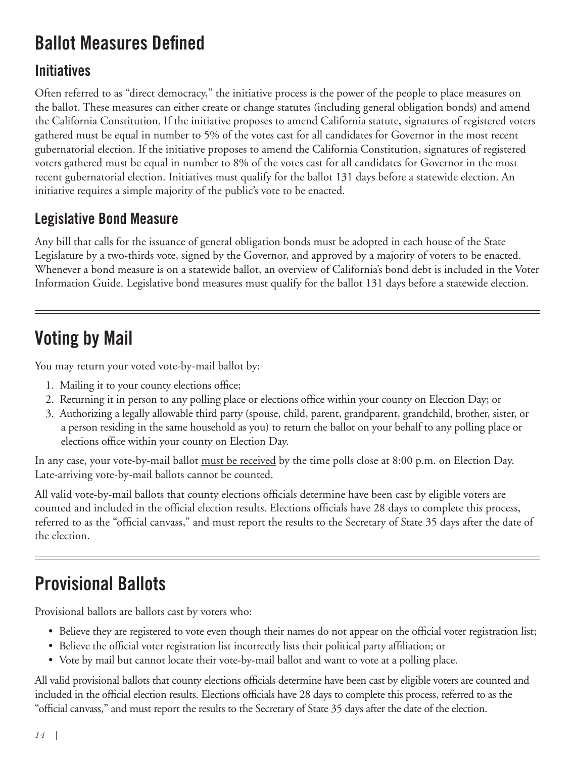# Ballot Measures Defined

## Initiatives

Often referred to as "direct democracy," the initiative process is the power of the people to place measures on the ballot. These measures can either create or change statutes (including general obligation bonds) and amend the California Constitution. If the initiative proposes to amend California statute, signatures of registered voters gathered must be equal in number to 5% of the votes cast for all candidates for Governor in the most recent gubernatorial election. If the initiative proposes to amend the California Constitution, signatures of registered voters gathered must be equal in number to 8% of the votes cast for all candidates for Governor in the most recent gubernatorial election. Initiatives must qualify for the ballot 131 days before a statewide election. An initiative requires a simple majority of the public's vote to be enacted.

## Legislative Bond Measure

Any bill that calls for the issuance of general obligation bonds must be adopted in each house of the State Legislature by a two-thirds vote, signed by the Governor, and approved by a majority of voters to be enacted. Whenever a bond measure is on a statewide ballot, an overview of California's bond debt is included in the Voter Information Guide. Legislative bond measures must qualify for the ballot 131 days before a statewide election.

---

# Voting by Mail

You may return your voted vote-by-mail ballot by:

1. Mailing it to your county elections office;
2. Returning it in person to any polling place or elections office within your county on Election Day; or
3. Authorizing a legally allowable third party (spouse, child, parent, grandparent, grandchild, brother, sister, or a person residing in the same household as you) to return the ballot on your behalf to any polling place or elections office within your county on Election Day.

In any case, your vote-by-mail ballot <u>must be received</u> by the time polls close at 8:00 p.m. on Election Day. Late-arriving vote-by-mail ballots cannot be counted.

All valid vote-by-mail ballots that county elections officials determine have been cast by eligible voters are counted and included in the official election results. Elections officials have 28 days to complete this process, referred to as the "official canvass," and must report the results to the Secretary of State 35 days after the date of the election.

---

# Provisional Ballots

Provisional ballots are ballots cast by voters who:

- Believe they are registered to vote even though their names do not appear on the official voter registration list;
- Believe the official voter registration list incorrectly lists their political party affiliation; or
- Vote by mail but cannot locate their vote-by-mail ballot and want to vote at a polling place.

All valid provisional ballots that county elections officials determine have been cast by eligible voters are counted and included in the official election results. Elections officials have 28 days to complete this process, referred to as the "official canvass," and must report the results to the Secretary of State 35 days after the date of the election.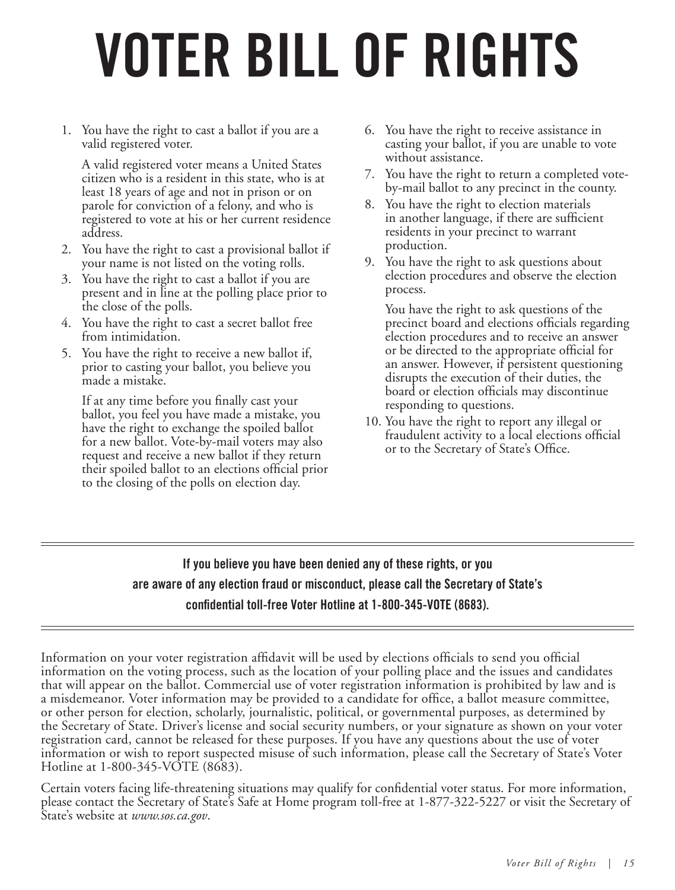# VOTER BILL OF RIGHTS

1. You have the right to cast a ballot if you are a valid registered voter.

   A valid registered voter means a United States citizen who is a resident in this state, who is at least 18 years of age and not in prison or on parole for conviction of a felony, and who is registered to vote at his or her current residence address.
2. You have the right to cast a provisional ballot if your name is not listed on the voting rolls.
3. You have the right to cast a ballot if you are present and in line at the polling place prior to the close of the polls.
4. You have the right to cast a secret ballot free from intimidation.
5. You have the right to receive a new ballot if, prior to casting your ballot, you believe you made a mistake.

   If at any time before you finally cast your ballot, you feel you have made a mistake, you have the right to exchange the spoiled ballot for a new ballot. Vote-by-mail voters may also request and receive a new ballot if they return their spoiled ballot to an elections official prior to the closing of the polls on election day.
6. You have the right to receive assistance in casting your ballot, if you are unable to vote without assistance.
7. You have the right to return a completed vote-by-mail ballot to any precinct in the county.
8. You have the right to election materials in another language, if there are sufficient residents in your precinct to warrant production.
9. You have the right to ask questions about election procedures and observe the election process.

   You have the right to ask questions of the precinct board and elections officials regarding election procedures and to receive an answer or be directed to the appropriate official for an answer. However, if persistent questioning disrupts the execution of their duties, the board or election officials may discontinue responding to questions.
10. You have the right to report any illegal or fraudulent activity to a local elections official or to the Secretary of State's Office.

---

**If you believe you have been denied any of these rights, or you are aware of any election fraud or misconduct, please call the Secretary of State's confidential toll-free Voter Hotline at 1-800-345-VOTE (8683).**

---

Information on your voter registration affidavit will be used by elections officials to send you official information on the voting process, such as the location of your polling place and the issues and candidates that will appear on the ballot. Commercial use of voter registration information is prohibited by law and is a misdemeanor. Voter information may be provided to a candidate for office, a ballot measure committee, or other person for election, scholarly, journalistic, political, or governmental purposes, as determined by the Secretary of State. Driver's license and social security numbers, or your signature as shown on your voter registration card, cannot be released for these purposes. If you have any questions about the use of voter information or wish to report suspected misuse of such information, please call the Secretary of State's Voter Hotline at 1-800-345-VOTE (8683).

Certain voters facing life-threatening situations may qualify for confidential voter status. For more information, please contact the Secretary of State's Safe at Home program toll-free at 1-877-322-5227 or visit the Secretary of State's website at *www.sos.ca.gov*.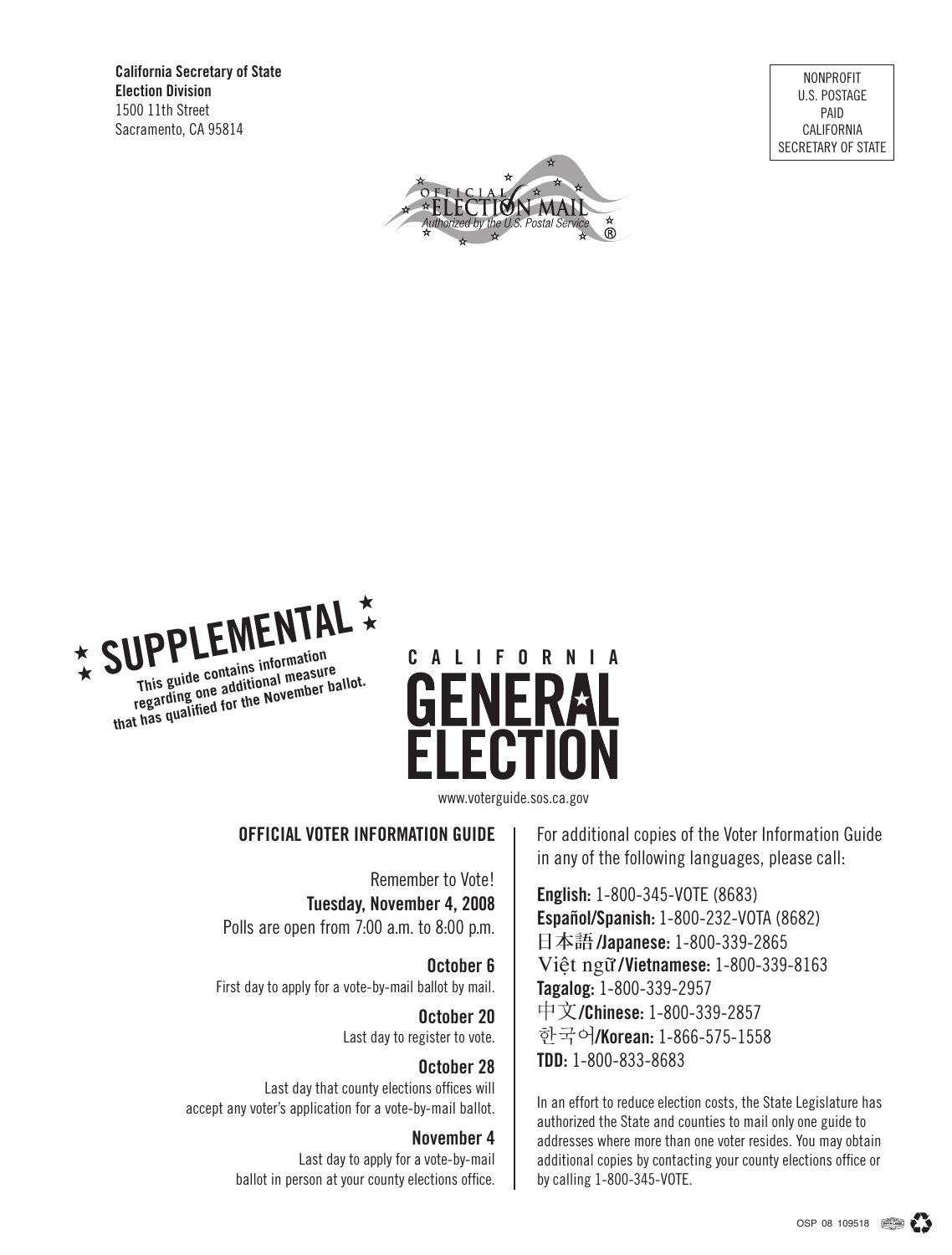**California Secretary of State**
**Election Division**
1500 11th Street
Sacramento, CA 95814

NONPROFIT
U.S. POSTAGE
PAID
CALIFORNIA
SECRETARY OF STATE

OFFICIAL ELECTION MAIL
*Authorized by the U.S. Postal Service* ®

**SUPPLEMENTAL**

**This guide contains information regarding one additional measure that has qualified for the November ballot.**

# CALIFORNIA GENERAL ELECTION

www.voterguide.sos.ca.gov

## OFFICIAL VOTER INFORMATION GUIDE

Remember to Vote!
**Tuesday, November 4, 2008**
Polls are open from 7:00 a.m. to 8:00 p.m.

**October 6**
First day to apply for a vote-by-mail ballot by mail.

**October 20**
Last day to register to vote.

**October 28**
Last day that county elections offices will accept any voter's application for a vote-by-mail ballot.

**November 4**
Last day to apply for a vote-by-mail ballot in person at your county elections office.

For additional copies of the Voter Information Guide in any of the following languages, please call:

**English:** 1-800-345-VOTE (8683)
**Español/Spanish:** 1-800-232-VOTA (8682)
日本語**/Japanese:** 1-800-339-2865
Việt ngữ**/Vietnamese:** 1-800-339-8163
**Tagalog:** 1-800-339-2957
中文**/Chinese:** 1-800-339-2857
한국어**/Korean:** 1-866-575-1558
**TDD:** 1-800-833-8683

In an effort to reduce election costs, the State Legislature has authorized the State and counties to mail only one guide to addresses where more than one voter resides. You may obtain additional copies by contacting your county elections office or by calling 1-800-345-VOTE.

OSP 08 109518